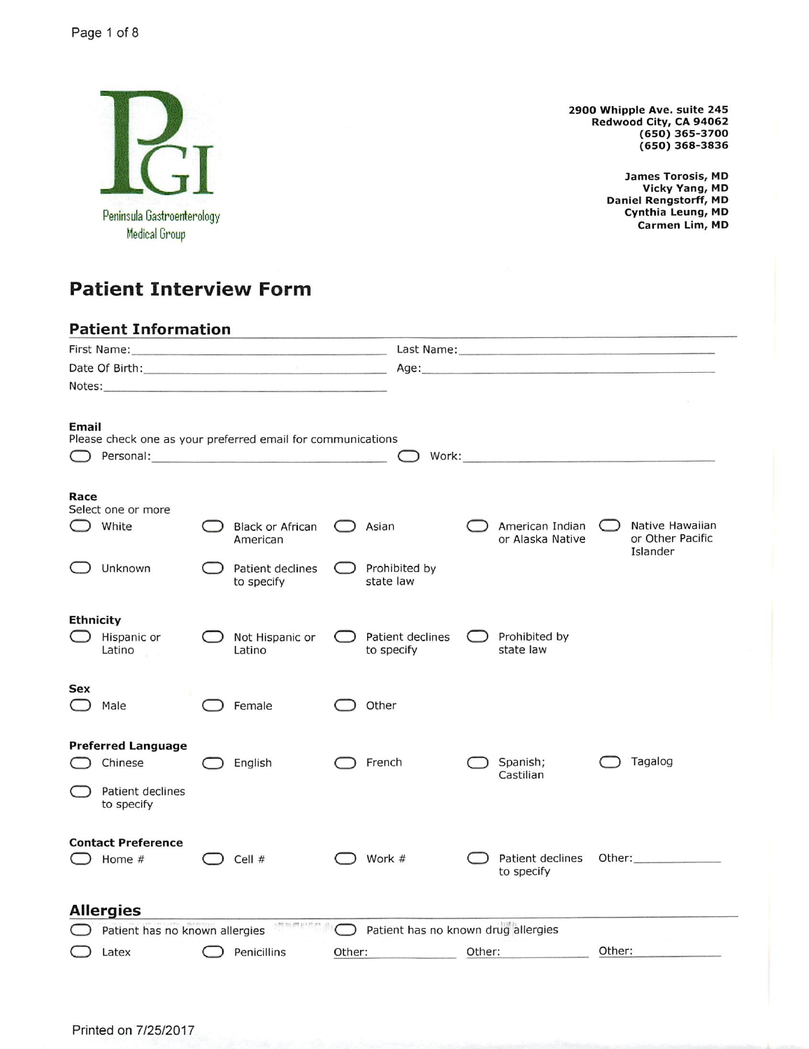PGI

Peninsula Gastroenterology Medical Group

**2900 Whipple Ave. suite 245**
**Redwood City, CA 94062**
**(650) 365-3700**
**(650) 368-3836**

**James Torosis, MD**
**Vicky Yang, MD**
**Daniel Rengstorff, MD**
**Cynthia Leung, MD**
**Carmen Lim, MD**

# Patient Interview Form

## Patient Information

First Name:______________________ Last Name:______________________

Date Of Birth:______________________ Age:______________________

Notes:______________________

**Email**
Please check one as your preferred email for communications

- ☐ Personal:______________________
- ☐ Work:______________________

**Race**
Select one or more

- ☐ White
- ☐ Black or African American
- ☐ Asian
- ☐ American Indian or Alaska Native
- ☐ Native Hawaiian or Other Pacific Islander
- ☐ Unknown
- ☐ Patient declines to specify
- ☐ Prohibited by state law

**Ethnicity**

- ☐ Hispanic or Latino
- ☐ Not Hispanic or Latino
- ☐ Patient declines to specify
- ☐ Prohibited by state law

**Sex**

- ☐ Male
- ☐ Female
- ☐ Other

**Preferred Language**

- ☐ Chinese
- ☐ English
- ☐ French
- ☐ Spanish; Castilian
- ☐ Tagalog
- ☐ Patient declines to specify

**Contact Preference**

- ☐ Home #
- ☐ Cell #
- ☐ Work #
- ☐ Patient declines to specify
- Other:______________

## Allergies

- ☐ Patient has no known allergies
- ☐ Patient has no known drug allergies
- ☐ Latex
- ☐ Penicillins
- Other:______________
- Other:______________
- Other:______________

Printed on 7/25/2017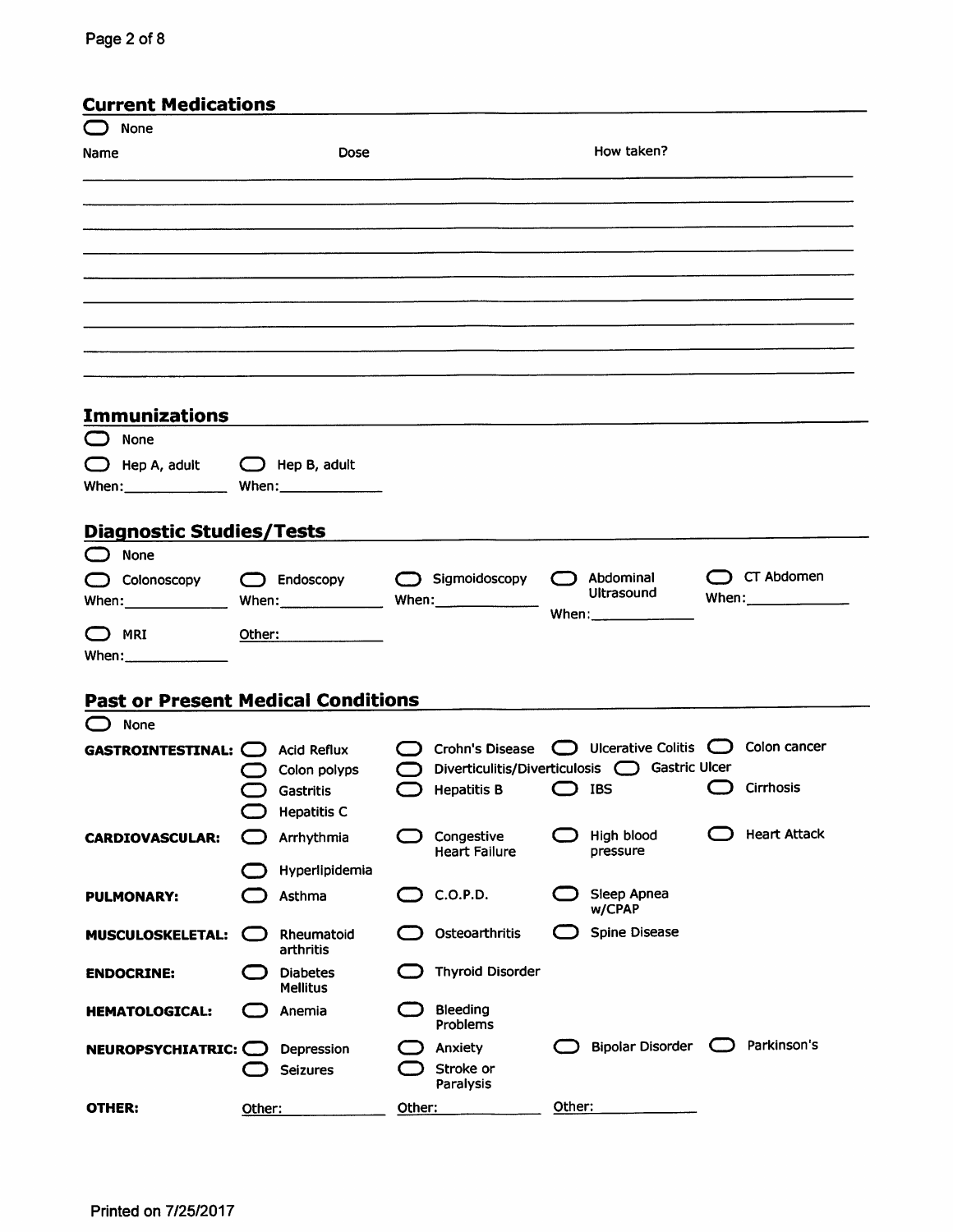## Current Medications

☐ None

| Name | Dose | How taken? |
|---|---|---|
| | | |
| | | |
| | | |
| | | |
| | | |
| | | |
| | | |
| | | |
| | | |

## Immunizations

☐ None

☐ Hep A, adult
When:____________

☐ Hep B, adult
When:____________

## Diagnostic Studies/Tests

☐ None

☐ Colonoscopy
When:____________

☐ Endoscopy
When:____________

☐ Sigmoidoscopy
When:____________

☐ Abdominal Ultrasound
When:____________

☐ CT Abdomen
When:____________

☐ MRI
When:____________

Other:____________

## Past or Present Medical Conditions

☐ None

**GASTROINTESTINAL:**
☐ Acid Reflux
☐ Crohn's Disease
☐ Ulcerative Colitis
☐ Colon cancer
☐ Colon polyps
☐ Diverticulitis/Diverticulosis
☐ Gastric Ulcer
☐ Gastritis
☐ Hepatitis B
☐ IBS
☐ Cirrhosis
☐ Hepatitis C

**CARDIOVASCULAR:**
☐ Arrhythmia
☐ Congestive Heart Failure
☐ High blood pressure
☐ Heart Attack
☐ Hyperlipidemia

**PULMONARY:**
☐ Asthma
☐ C.O.P.D.
☐ Sleep Apnea w/CPAP

**MUSCULOSKELETAL:**
☐ Rheumatoid arthritis
☐ Osteoarthritis
☐ Spine Disease

**ENDOCRINE:**
☐ Diabetes Mellitus
☐ Thyroid Disorder

**HEMATOLOGICAL:**
☐ Anemia
☐ Bleeding Problems

**NEUROPSYCHIATRIC:**
☐ Depression
☐ Anxiety
☐ Bipolar Disorder
☐ Parkinson's
☐ Seizures
☐ Stroke or Paralysis

**OTHER:**
Other:____________
Other:____________
Other:____________

Printed on 7/25/2017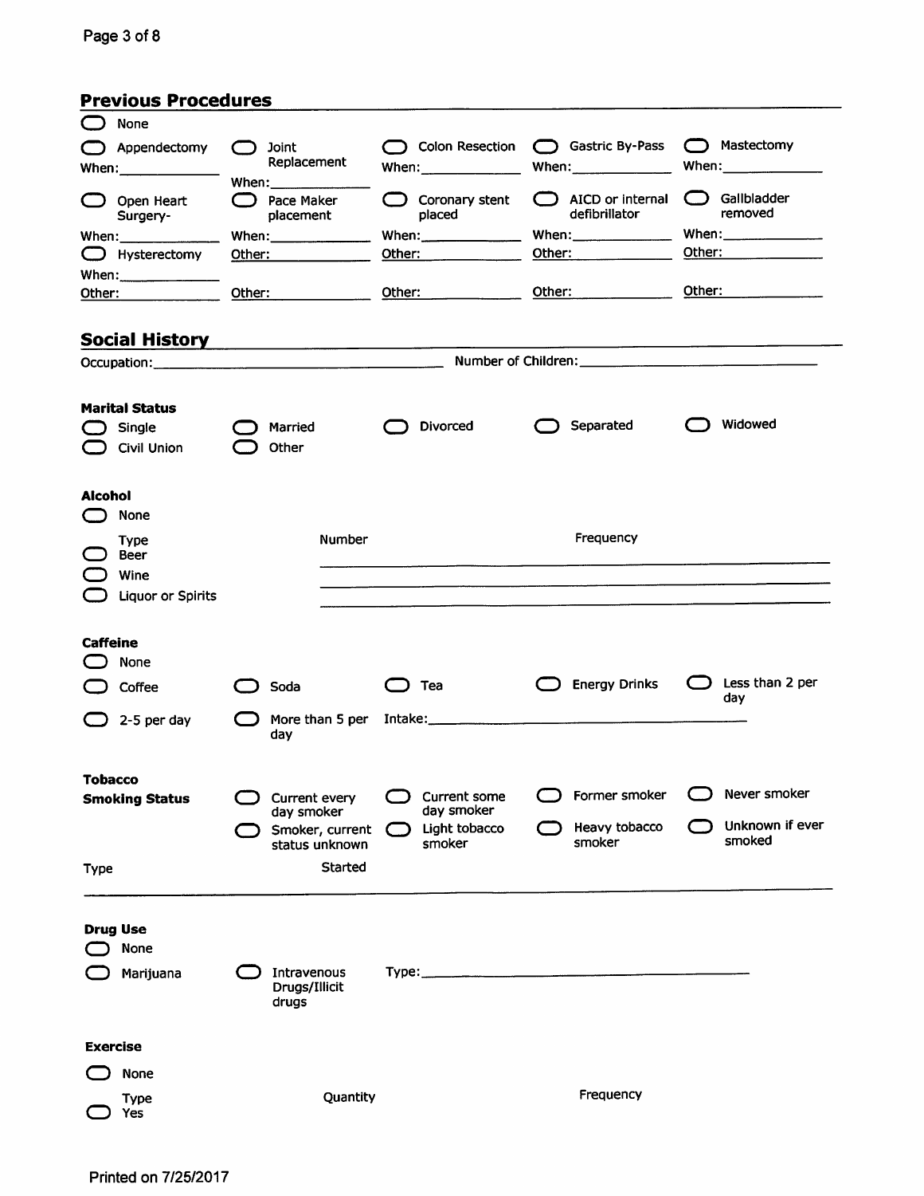## Previous Procedures

- ◯ None

| | | | | |
|---|---|---|---|---|
| ◯ Appendectomy<br>When:______ | ◯ Joint Replacement<br>When:______ | ◯ Colon Resection<br>When:______ | ◯ Gastric By-Pass<br>When:______ | ◯ Mastectomy<br>When:______ |
| ◯ Open Heart Surgery-<br>When:______ | ◯ Pace Maker placement<br>When:______ | ◯ Coronary stent placed<br>When:______ | ◯ AICD or internal defibrillator<br>When:______ | ◯ Gallbladder removed<br>When:______ |
| ◯ Hysterectomy<br>When:______ | Other:______ | Other:______ | Other:______ | Other:______ |
| Other:______ | Other:______ | Other:______ | Other:______ | Other:______ |

## Social History

Occupation:______ Number of Children:______

### Marital Status

- ◯ Single ◯ Married ◯ Divorced ◯ Separated ◯ Widowed
- ◯ Civil Union ◯ Other

### Alcohol

- ◯ None

| Type | Number | Frequency |
|---|---|---|
| ◯ Beer | | |
| ◯ Wine | | |
| ◯ Liquor or Spirits | | |

### Caffeine

- ◯ None
- ◯ Coffee ◯ Soda ◯ Tea ◯ Energy Drinks ◯ Less than 2 per day
- ◯ 2-5 per day ◯ More than 5 per day Intake:______

### Tobacco

**Smoking Status**

- ◯ Current every day smoker ◯ Current some day smoker ◯ Former smoker ◯ Never smoker
- ◯ Smoker, current status unknown ◯ Light tobacco smoker ◯ Heavy tobacco smoker ◯ Unknown if ever smoked

| Type | Started |
|---|---|
| | |

### Drug Use

- ◯ None
- ◯ Marijuana ◯ Intravenous Drugs/Illicit drugs Type:______

### Exercise

- ◯ None

| Type | Quantity | Frequency |
|---|---|---|
| ◯ Yes | | |

Printed on 7/25/2017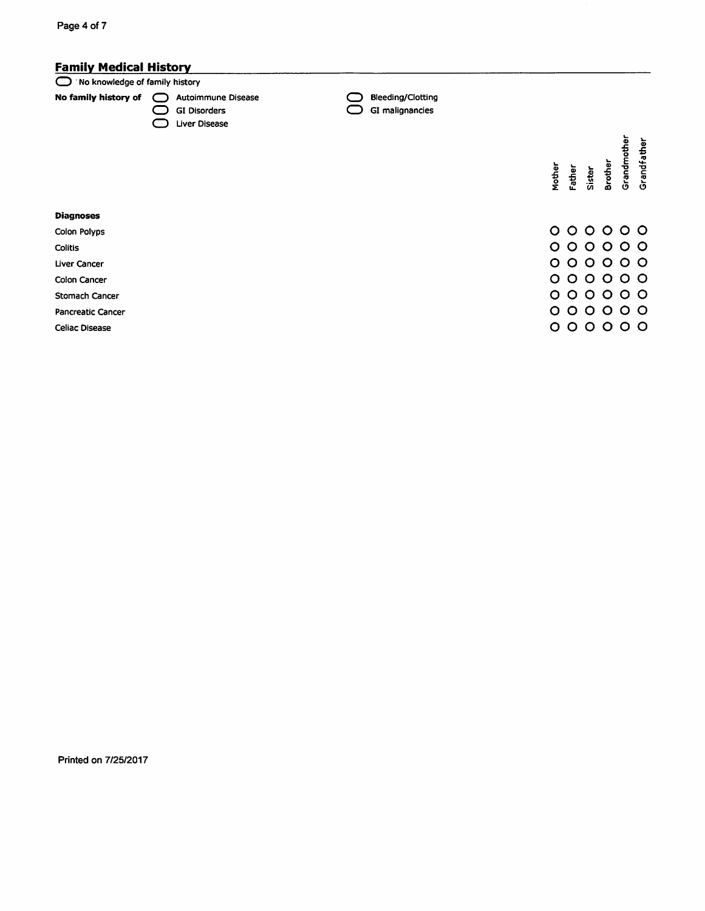## Family Medical History

- ◯ No knowledge of family history

**No family history of**

- ◯ Autoimmune Disease
- ◯ GI Disorders
- ◯ Liver Disease
- ◯ Bleeding/Clotting
- ◯ GI malignancies

| Diagnoses | Mother | Father | Sister | Brother | Grandmother | Grandfather |
| --- | --- | --- | --- | --- | --- | --- |
| Colon Polyps | ○ | ○ | ○ | ○ | ○ | ○ |
| Colitis | ○ | ○ | ○ | ○ | ○ | ○ |
| Liver Cancer | ○ | ○ | ○ | ○ | ○ | ○ |
| Colon Cancer | ○ | ○ | ○ | ○ | ○ | ○ |
| Stomach Cancer | ○ | ○ | ○ | ○ | ○ | ○ |
| Pancreatic Cancer | ○ | ○ | ○ | ○ | ○ | ○ |
| Celiac Disease | ○ | ○ | ○ | ○ | ○ | ○ |

Printed on 7/25/2017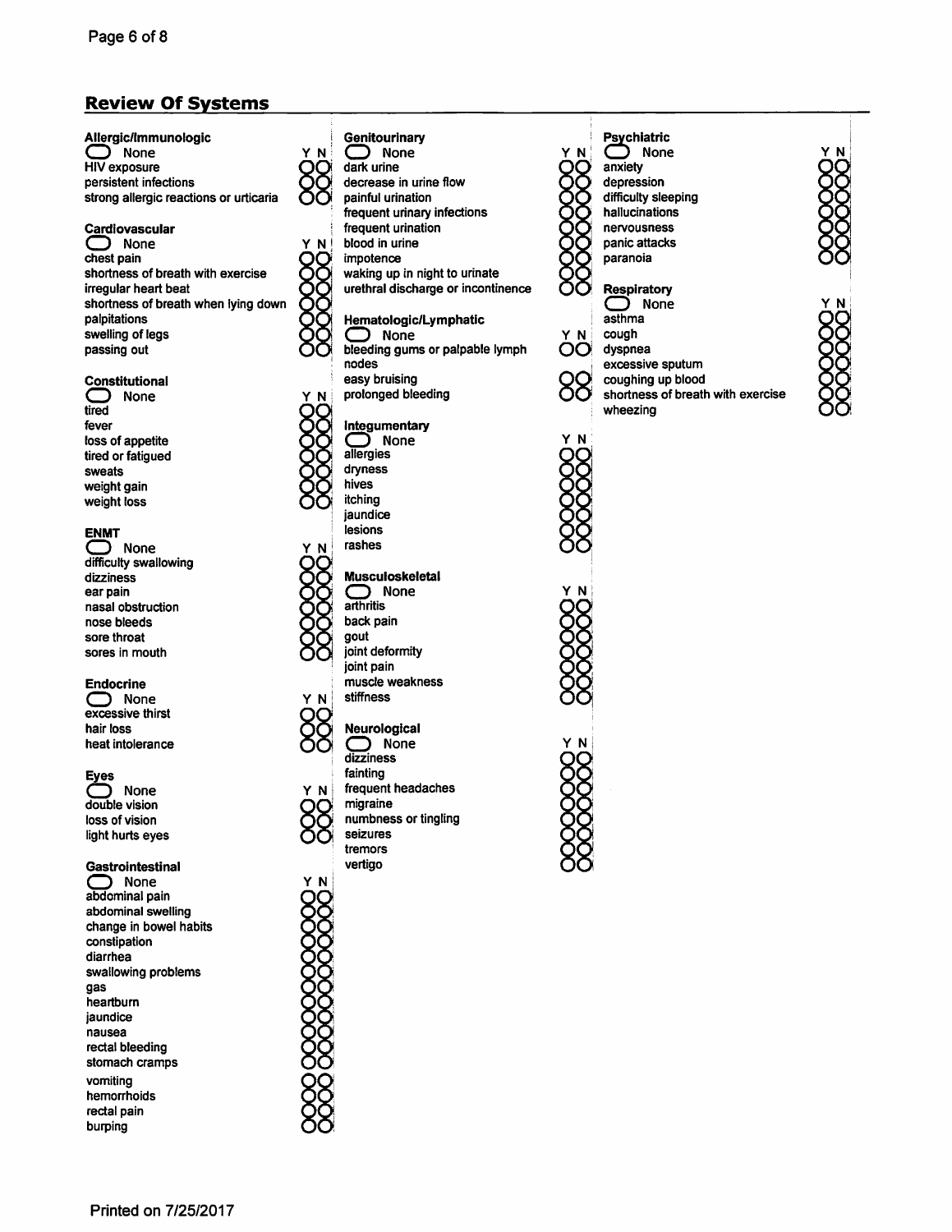## Review Of Systems

**Allergic/Immunologic**

| ◯ None | Y | N |
|---|---|---|
| HIV exposure | ◯ | ◯ |
| persistent infections | ◯ | ◯ |
| strong allergic reactions or urticaria | ◯ | ◯ |

**Cardiovascular**

| ◯ None | Y | N |
|---|---|---|
| chest pain | ◯ | ◯ |
| shortness of breath with exercise | ◯ | ◯ |
| irregular heart beat | ◯ | ◯ |
| shortness of breath when lying down | ◯ | ◯ |
| palpitations | ◯ | ◯ |
| swelling of legs | ◯ | ◯ |
| passing out | ◯ | ◯ |

**Constitutional**

| ◯ None | Y | N |
|---|---|---|
| tired | ◯ | ◯ |
| fever | ◯ | ◯ |
| loss of appetite | ◯ | ◯ |
| tired or fatigued | ◯ | ◯ |
| sweats | ◯ | ◯ |
| weight gain | ◯ | ◯ |
| weight loss | ◯ | ◯ |

**ENMT**

| ◯ None | Y | N |
|---|---|---|
| difficulty swallowing | ◯ | ◯ |
| dizziness | ◯ | ◯ |
| ear pain | ◯ | ◯ |
| nasal obstruction | ◯ | ◯ |
| nose bleeds | ◯ | ◯ |
| sore throat | ◯ | ◯ |
| sores in mouth | ◯ | ◯ |

**Endocrine**

| ◯ None | Y | N |
|---|---|---|
| excessive thirst | ◯ | ◯ |
| hair loss | ◯ | ◯ |
| heat intolerance | ◯ | ◯ |

**Eyes**

| ◯ None | Y | N |
|---|---|---|
| double vision | ◯ | ◯ |
| loss of vision | ◯ | ◯ |
| light hurts eyes | ◯ | ◯ |

**Gastrointestinal**

| ◯ None | Y | N |
|---|---|---|
| abdominal pain | ◯ | ◯ |
| abdominal swelling | ◯ | ◯ |
| change in bowel habits | ◯ | ◯ |
| constipation | ◯ | ◯ |
| diarrhea | ◯ | ◯ |
| swallowing problems | ◯ | ◯ |
| gas | ◯ | ◯ |
| heartburn | ◯ | ◯ |
| jaundice | ◯ | ◯ |
| nausea | ◯ | ◯ |
| rectal bleeding | ◯ | ◯ |
| stomach cramps | ◯ | ◯ |
| vomiting | ◯ | ◯ |
| hemorrhoids | ◯ | ◯ |
| rectal pain | ◯ | ◯ |
| burping | ◯ | ◯ |

**Genitourinary**

| ◯ None | Y | N |
|---|---|---|
| dark urine | ◯ | ◯ |
| decrease in urine flow | ◯ | ◯ |
| painful urination | ◯ | ◯ |
| frequent urinary infections | ◯ | ◯ |
| frequent urination | ◯ | ◯ |
| blood in urine | ◯ | ◯ |
| impotence | ◯ | ◯ |
| waking up in night to urinate | ◯ | ◯ |
| urethral discharge or incontinence | ◯ | ◯ |

**Hematologic/Lymphatic**

| ◯ None | Y | N |
|---|---|---|
| bleeding gums or palpable lymph nodes | ◯ | ◯ |
| easy bruising | ◯ | ◯ |
| prolonged bleeding | ◯ | ◯ |

**Integumentary**

| ◯ None | Y | N |
|---|---|---|
| allergies | ◯ | ◯ |
| dryness | ◯ | ◯ |
| hives | ◯ | ◯ |
| itching | ◯ | ◯ |
| jaundice | ◯ | ◯ |
| lesions | ◯ | ◯ |
| rashes | ◯ | ◯ |

**Musculoskeletal**

| ◯ None | Y | N |
|---|---|---|
| arthritis | ◯ | ◯ |
| back pain | ◯ | ◯ |
| gout | ◯ | ◯ |
| joint deformity | ◯ | ◯ |
| joint pain | ◯ | ◯ |
| muscle weakness | ◯ | ◯ |
| stiffness | ◯ | ◯ |

**Neurological**

| ◯ None | Y | N |
|---|---|---|
| dizziness | ◯ | ◯ |
| fainting | ◯ | ◯ |
| frequent headaches | ◯ | ◯ |
| migraine | ◯ | ◯ |
| numbness or tingling | ◯ | ◯ |
| seizures | ◯ | ◯ |
| tremors | ◯ | ◯ |
| vertigo | ◯ | ◯ |

**Psychiatric**

| ◯ None | Y | N |
|---|---|---|
| anxiety | ◯ | ◯ |
| depression | ◯ | ◯ |
| difficulty sleeping | ◯ | ◯ |
| hallucinations | ◯ | ◯ |
| nervousness | ◯ | ◯ |
| panic attacks | ◯ | ◯ |
| paranoia | ◯ | ◯ |

**Respiratory**

| ◯ None | Y | N |
|---|---|---|
| asthma | ◯ | ◯ |
| cough | ◯ | ◯ |
| dyspnea | ◯ | ◯ |
| excessive sputum | ◯ | ◯ |
| coughing up blood | ◯ | ◯ |
| shortness of breath with exercise | ◯ | ◯ |
| wheezing | ◯ | ◯ |

Printed on 7/25/2017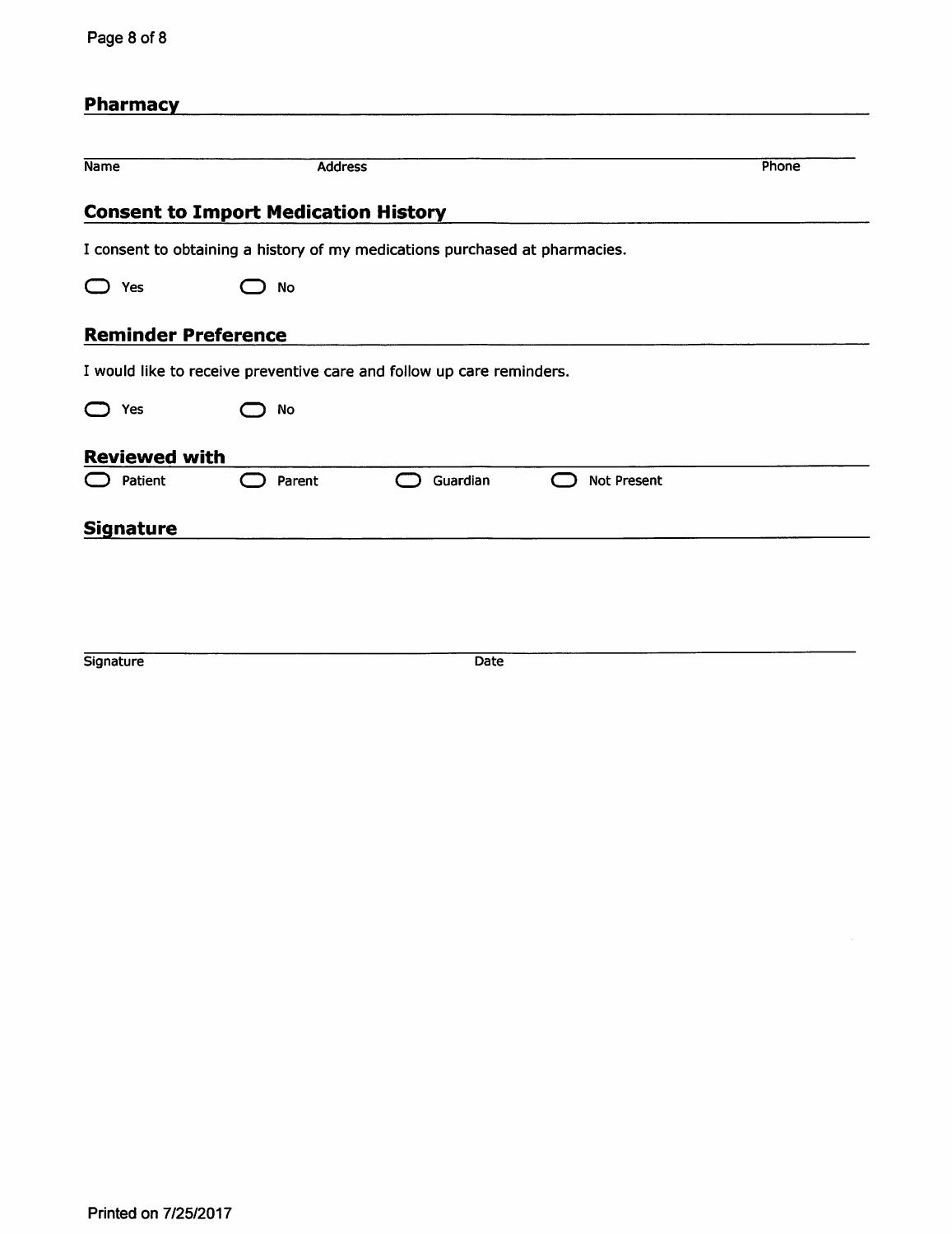## Pharmacy

| Name | Address | Phone |
|---|---|---|
| | | |

## Consent to Import Medication History

I consent to obtaining a history of my medications purchased at pharmacies.

○ Yes ○ No

## Reminder Preference

I would like to receive preventive care and follow up care reminders.

○ Yes ○ No

## Reviewed with

○ Patient ○ Parent ○ Guardian ○ Not Present

## Signature

| Signature | Date |
|---|---|
| | |

Printed on 7/25/2017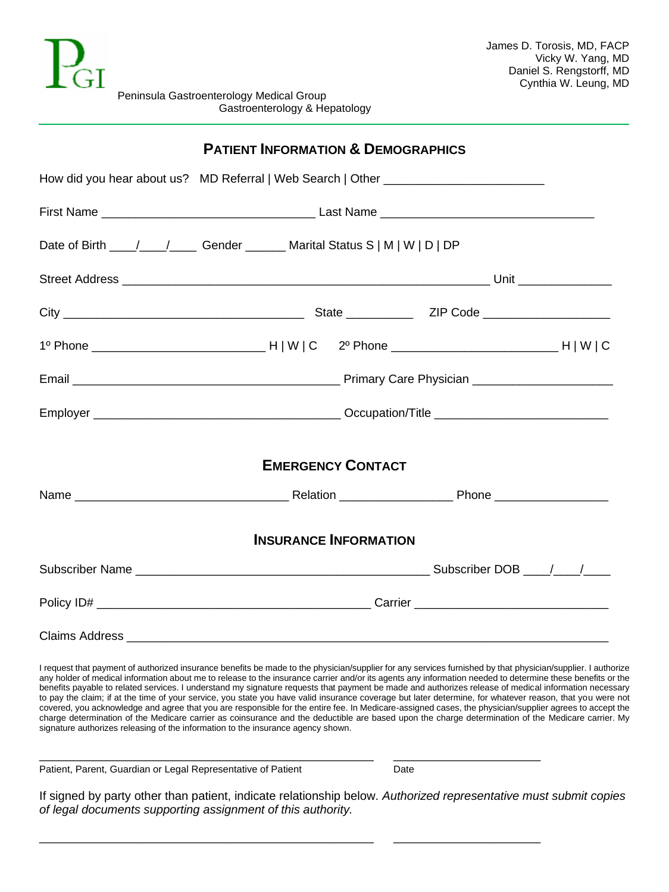PGI

Peninsula Gastroenterology Medical Group
Gastroenterology & Hepatology

James D. Torosis, MD, FACP
Vicky W. Yang, MD
Daniel S. Rengstorff, MD
Cynthia W. Leung, MD

## PATIENT INFORMATION & DEMOGRAPHICS

How did you hear about us? MD Referral | Web Search | Other ________________________

First Name ________________________________ Last Name ________________________________

Date of Birth ____/____/____ Gender ______ Marital Status S | M | W | D | DP

Street Address ________________________________________________________ Unit ______________

City ____________________________________ State __________ ZIP Code ___________________

1º Phone __________________________ H | W | C 2º Phone _________________________ H | W | C

Email ________________________________________ Primary Care Physician _____________________

Employer _____________________________________ Occupation/Title __________________________

## EMERGENCY CONTACT

Name ________________________________ Relation _________________ Phone _________________

## INSURANCE INFORMATION

Subscriber Name ____________________________________________ Subscriber DOB ____/____/____

Policy ID# _________________________________________ Carrier _____________________________

Claims Address _____________________________________________________________________

I request that payment of authorized insurance benefits be made to the physician/supplier for any services furnished by that physician/supplier. I authorize any holder of medical information about me to release to the insurance carrier and/or its agents any information needed to determine these benefits or the benefits payable to related services. I understand my signature requests that payment be made and authorizes release of medical information necessary to pay the claim; if at the time of your service, you state you have valid insurance coverage but later determine, for whatever reason, that you were not covered, you acknowledge and agree that you are responsible for the entire fee. In Medicare-assigned cases, the physician/supplier agrees to accept the charge determination of the Medicare carrier as coinsurance and the deductible are based upon the charge determination of the Medicare carrier. My signature authorizes releasing of the information to the insurance agency shown.

___________________________________________________ ______________________
Patient, Parent, Guardian or Legal Representative of Patient Date

If signed by party other than patient, indicate relationship below. *Authorized representative must submit copies of legal documents supporting assignment of this authority.*

___________________________________________________ ______________________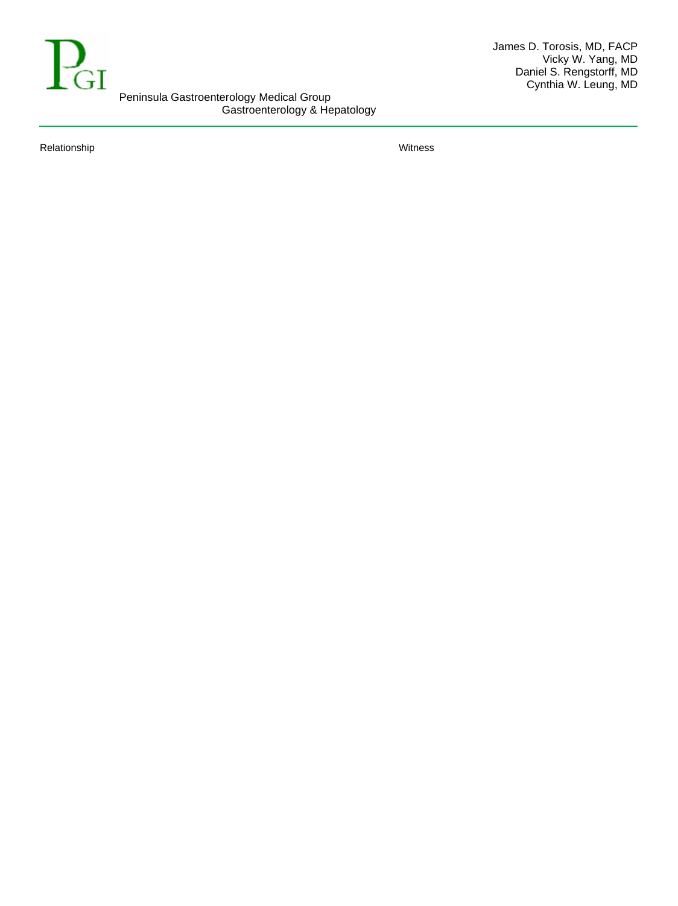Peninsula Gastroenterology Medical Group
Gastroenterology & Hepatology

James D. Torosis, MD, FACP
Vicky W. Yang, MD
Daniel S. Rengstorff, MD
Cynthia W. Leung, MD

Relationship　　　　　　　　　　　　Witness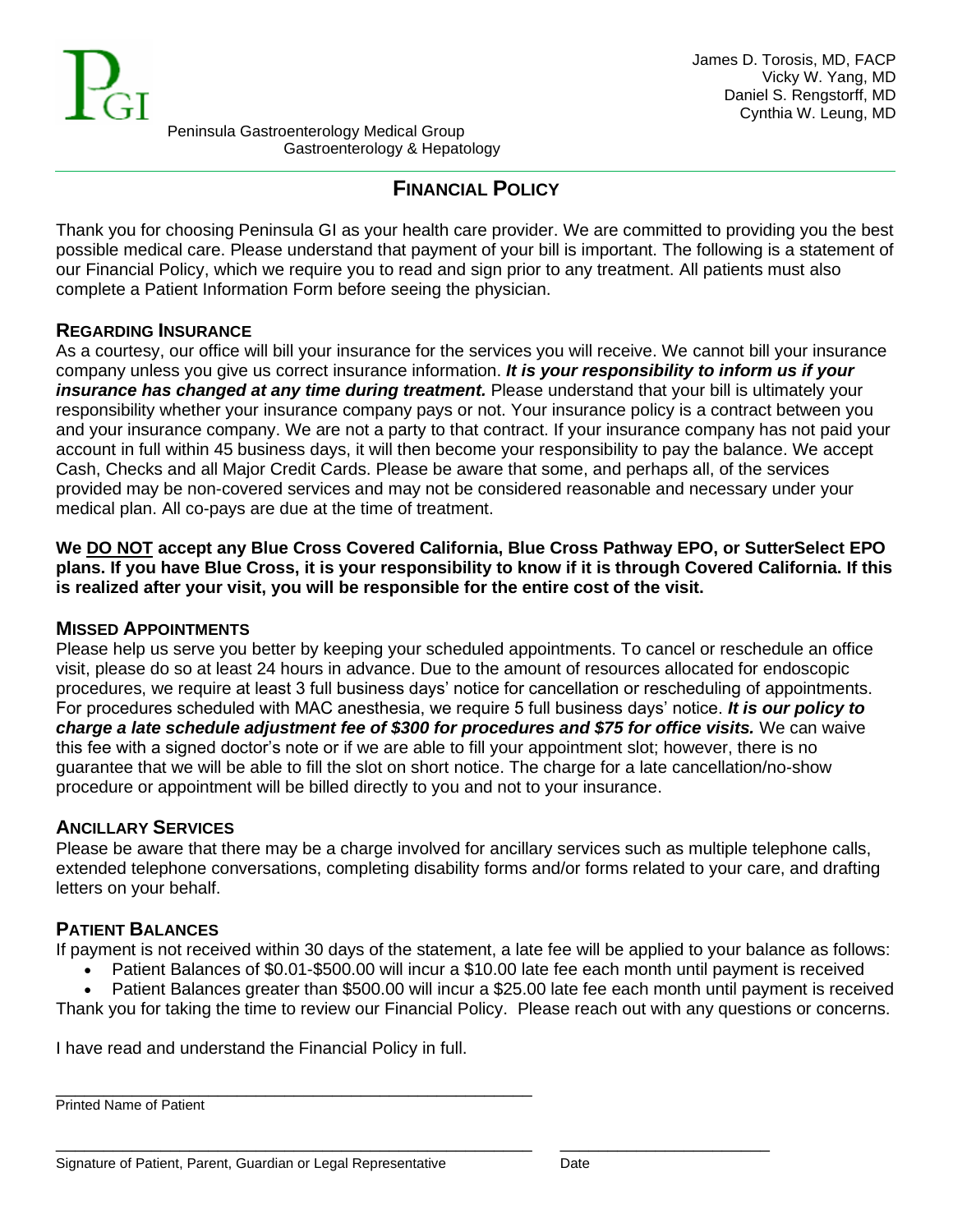PGI

Peninsula Gastroenterology Medical Group
Gastroenterology & Hepatology

James D. Torosis, MD, FACP
Vicky W. Yang, MD
Daniel S. Rengstorff, MD
Cynthia W. Leung, MD

# FINANCIAL POLICY

Thank you for choosing Peninsula GI as your health care provider. We are committed to providing you the best possible medical care. Please understand that payment of your bill is important. The following is a statement of our Financial Policy, which we require you to read and sign prior to any treatment. All patients must also complete a Patient Information Form before seeing the physician.

## REGARDING INSURANCE

As a courtesy, our office will bill your insurance for the services you will receive. We cannot bill your insurance company unless you give us correct insurance information. ***It is your responsibility to inform us if your insurance has changed at any time during treatment.*** Please understand that your bill is ultimately your responsibility whether your insurance company pays or not. Your insurance policy is a contract between you and your insurance company. We are not a party to that contract. If your insurance company has not paid your account in full within 45 business days, it will then become your responsibility to pay the balance. We accept Cash, Checks and all Major Credit Cards. Please be aware that some, and perhaps all, of the services provided may be non-covered services and may not be considered reasonable and necessary under your medical plan. All co-pays are due at the time of treatment.

**We <u>DO NOT</u> accept any Blue Cross Covered California, Blue Cross Pathway EPO, or SutterSelect EPO plans. If you have Blue Cross, it is your responsibility to know if it is through Covered California. If this is realized after your visit, you will be responsible for the entire cost of the visit.**

## MISSED APPOINTMENTS

Please help us serve you better by keeping your scheduled appointments. To cancel or reschedule an office visit, please do so at least 24 hours in advance. Due to the amount of resources allocated for endoscopic procedures, we require at least 3 full business days' notice for cancellation or rescheduling of appointments. For procedures scheduled with MAC anesthesia, we require 5 full business days' notice. ***It is our policy to charge a late schedule adjustment fee of $300 for procedures and $75 for office visits.*** We can waive this fee with a signed doctor's note or if we are able to fill your appointment slot; however, there is no guarantee that we will be able to fill the slot on short notice. The charge for a late cancellation/no-show procedure or appointment will be billed directly to you and not to your insurance.

## ANCILLARY SERVICES

Please be aware that there may be a charge involved for ancillary services such as multiple telephone calls, extended telephone conversations, completing disability forms and/or forms related to your care, and drafting letters on your behalf.

## PATIENT BALANCES

If payment is not received within 30 days of the statement, a late fee will be applied to your balance as follows:

- Patient Balances of $0.01-$500.00 will incur a $10.00 late fee each month until payment is received
- Patient Balances greater than $500.00 will incur a $25.00 late fee each month until payment is received

Thank you for taking the time to review our Financial Policy. Please reach out with any questions or concerns.

I have read and understand the Financial Policy in full.

\_\_\_\_\_\_\_\_\_\_\_\_\_\_\_\_\_\_\_\_\_\_\_\_\_\_\_\_\_\_\_\_\_\_\_\_\_\_\_\_\_\_\_\_\_\_\_\_
Printed Name of Patient

\_\_\_\_\_\_\_\_\_\_\_\_\_\_\_\_\_\_\_\_\_\_\_\_\_\_\_\_\_\_\_\_\_\_\_\_\_\_\_\_\_\_\_\_\_\_\_\_ \_\_\_\_\_\_\_\_\_\_\_\_\_\_\_\_\_\_\_\_\_\_
Signature of Patient, Parent, Guardian or Legal Representative Date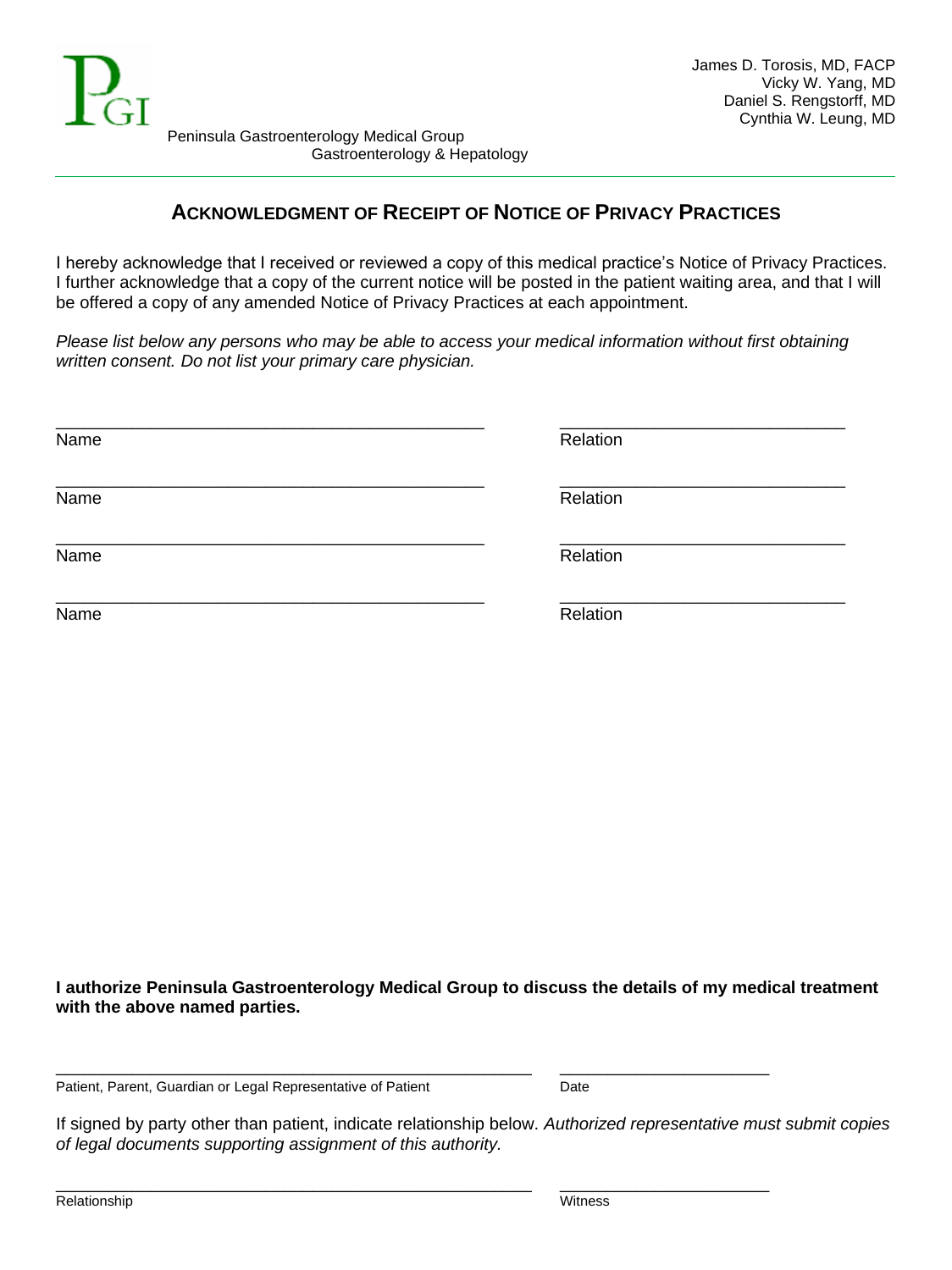PGI

Peninsula Gastroenterology Medical Group
Gastroenterology & Hepatology

James D. Torosis, MD, FACP
Vicky W. Yang, MD
Daniel S. Rengstorff, MD
Cynthia W. Leung, MD

## ACKNOWLEDGMENT OF RECEIPT OF NOTICE OF PRIVACY PRACTICES

I hereby acknowledge that I received or reviewed a copy of this medical practice's Notice of Privacy Practices. I further acknowledge that a copy of the current notice will be posted in the patient waiting area, and that I will be offered a copy of any amended Notice of Privacy Practices at each appointment.

*Please list below any persons who may be able to access your medical information without first obtaining written consent. Do not list your primary care physician.*

| Name | Relation |
|---|---|
| ______________________________ | ______________________ |
| ______________________________ | ______________________ |
| ______________________________ | ______________________ |
| ______________________________ | ______________________ |

**I authorize Peninsula Gastroenterology Medical Group to discuss the details of my medical treatment with the above named parties.**

______________________________ ______________________
Patient, Parent, Guardian or Legal Representative of Patient  Date

If signed by party other than patient, indicate relationship below. *Authorized representative must submit copies of legal documents supporting assignment of this authority.*

______________________________ ______________________
Relationship  Witness